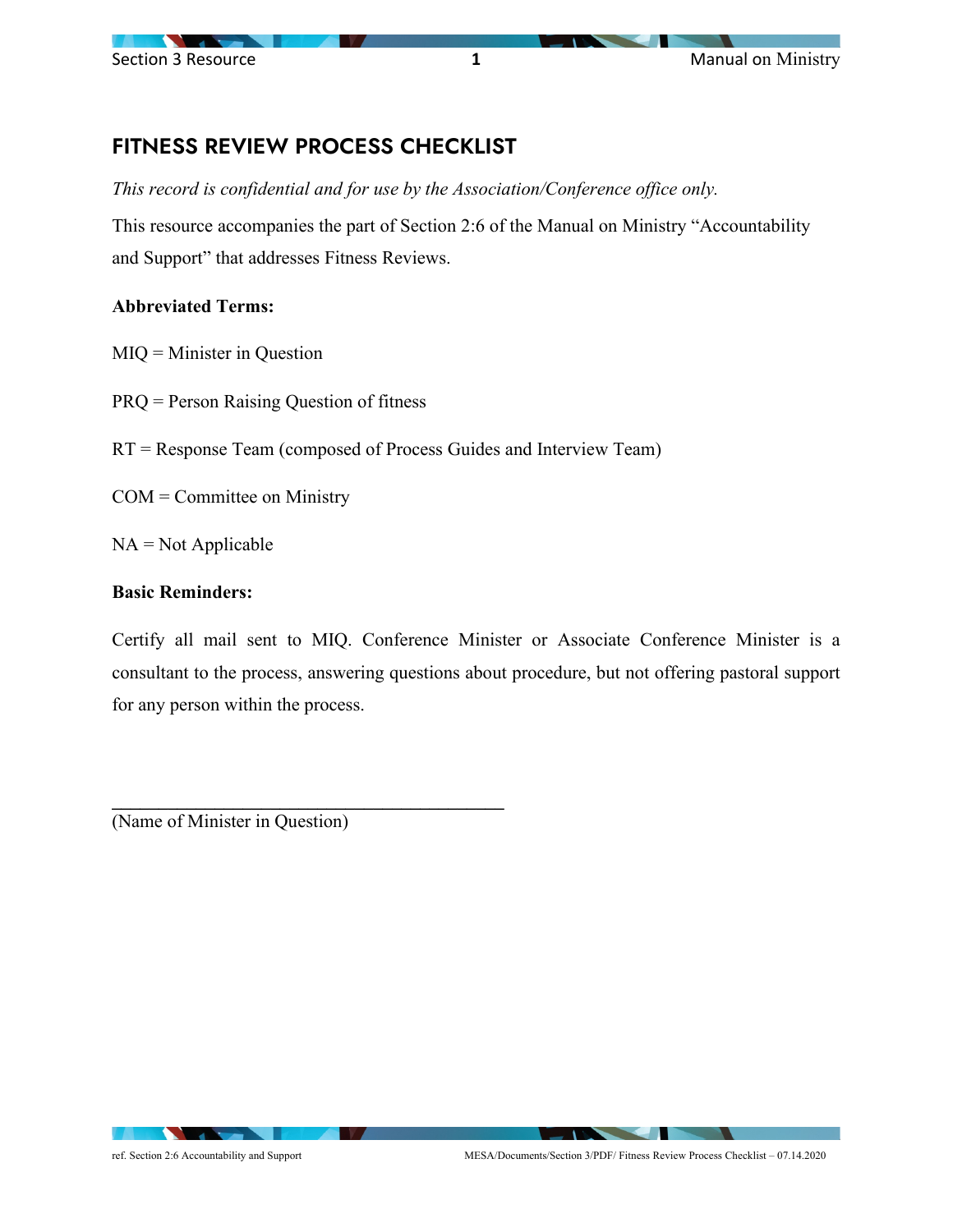# FITNESS REVIEW PROCESS CHECKLIST

*This record is confidential and for use by the Association/Conference office only.*

This resource accompanies the part of Section 2:6 of the Manual on Ministry "Accountability and Support" that addresses Fitness Reviews.

**Abbreviated Terms:**

MIQ = Minister in Question

PRQ = Person Raising Question of fitness

RT = Response Team (composed of Process Guides and Interview Team)

COM = Committee on Ministry

NA = Not Applicable

**Basic Reminders:**

Certify all mail sent to MIQ. Conference Minister or Associate Conference Minister is a consultant to the process, answering questions about procedure, but not offering pastoral support for any person within the process.

\_\_\_\_\_\_\_\_\_\_\_\_\_\_\_\_\_\_\_\_\_\_\_\_\_\_\_\_\_\_\_\_\_\_\_\_\_\_\_\_\_\_\_\_

(Name of Minister in Question)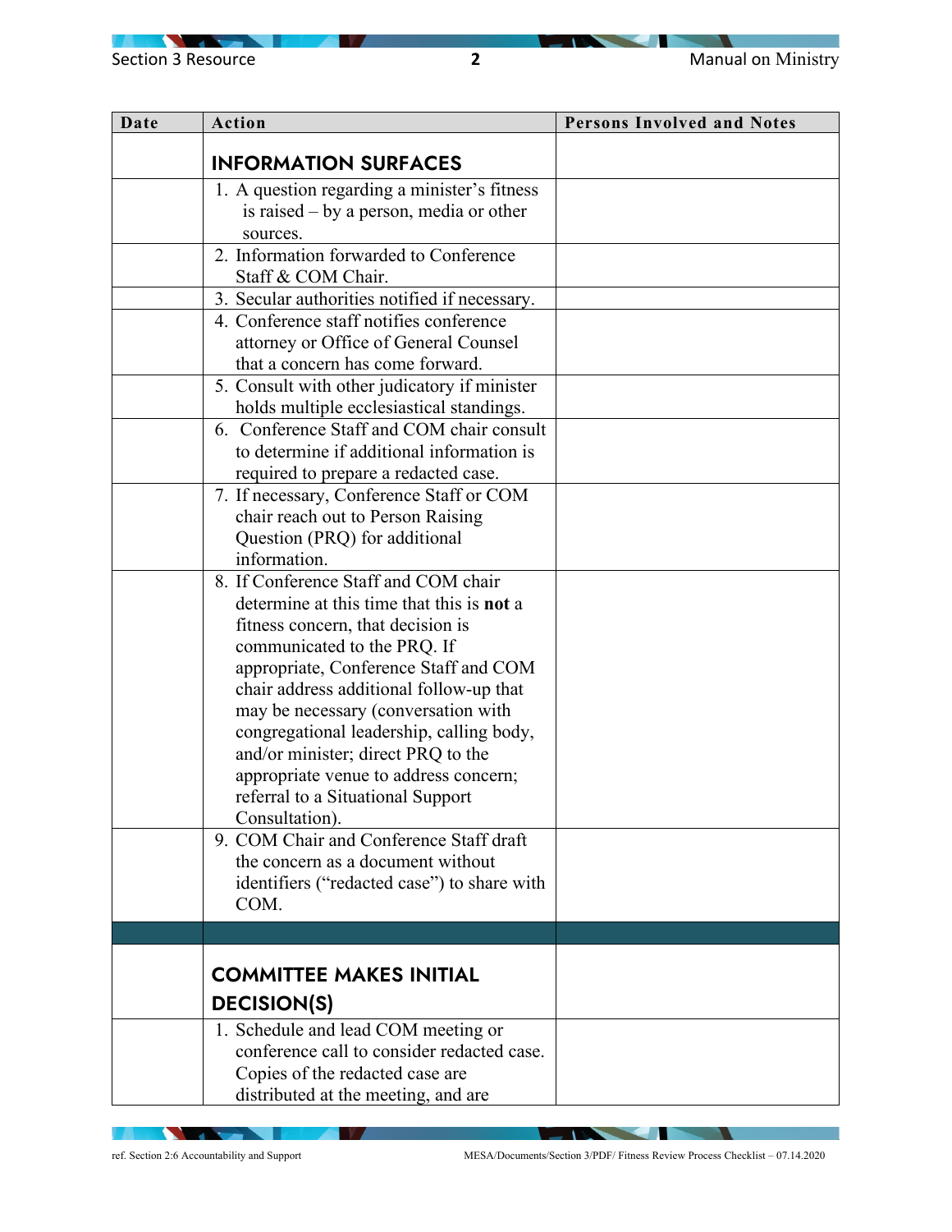| Date | Action | Persons Involved and Notes |
|---|---|---|
| | **INFORMATION SURFACES** | |
| | 1. A question regarding a minister's fitness is raised – by a person, media or other sources. | |
| | 2. Information forwarded to Conference Staff & COM Chair. | |
| | 3. Secular authorities notified if necessary. | |
| | 4. Conference staff notifies conference attorney or Office of General Counsel that a concern has come forward. | |
| | 5. Consult with other judicatory if minister holds multiple ecclesiastical standings. | |
| | 6. Conference Staff and COM chair consult to determine if additional information is required to prepare a redacted case. | |
| | 7. If necessary, Conference Staff or COM chair reach out to Person Raising Question (PRQ) for additional information. | |
| | 8. If Conference Staff and COM chair determine at this time that this is **not** a fitness concern, that decision is communicated to the PRQ. If appropriate, Conference Staff and COM chair address additional follow-up that may be necessary (conversation with congregational leadership, calling body, and/or minister; direct PRQ to the appropriate venue to address concern; referral to a Situational Support Consultation). | |
| | 9. COM Chair and Conference Staff draft the concern as a document without identifiers ("redacted case") to share with COM. | |
| | | |
| | **COMMITTEE MAKES INITIAL DECISION(S)** | |
| | 1. Schedule and lead COM meeting or conference call to consider redacted case. Copies of the redacted case are distributed at the meeting, and are | |

ref. Section 2:6 Accountability and Support

MESA/Documents/Section 3/PDF/ Fitness Review Process Checklist – 07.14.2020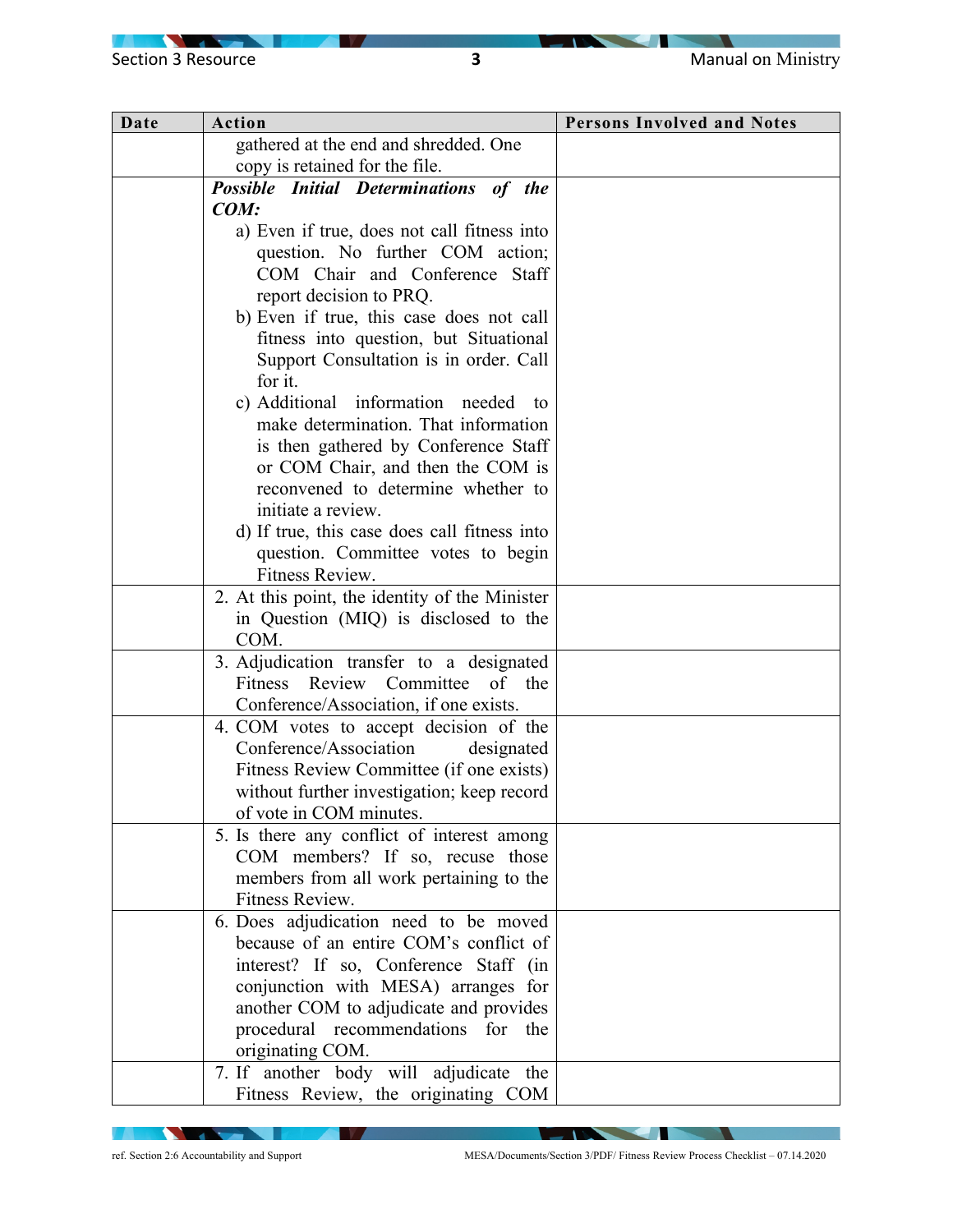| Date | Action | Persons Involved and Notes |
|---|---|---|
| | gathered at the end and shredded. One copy is retained for the file. | |
| | ***Possible Initial Determinations of the COM:*** <br> a) Even if true, does not call fitness into question. No further COM action; COM Chair and Conference Staff report decision to PRQ. <br> b) Even if true, this case does not call fitness into question, but Situational Support Consultation is in order. Call for it. <br> c) Additional information needed to make determination. That information is then gathered by Conference Staff or COM Chair, and then the COM is reconvened to determine whether to initiate a review. <br> d) If true, this case does call fitness into question. Committee votes to begin Fitness Review. | |
| | 2. At this point, the identity of the Minister in Question (MIQ) is disclosed to the COM. | |
| | 3. Adjudication transfer to a designated Fitness Review Committee of the Conference/Association, if one exists. | |
| | 4. COM votes to accept decision of the Conference/Association designated Fitness Review Committee (if one exists) without further investigation; keep record of vote in COM minutes. | |
| | 5. Is there any conflict of interest among COM members? If so, recuse those members from all work pertaining to the Fitness Review. | |
| | 6. Does adjudication need to be moved because of an entire COM's conflict of interest? If so, Conference Staff (in conjunction with MESA) arranges for another COM to adjudicate and provides procedural recommendations for the originating COM. | |
| | 7. If another body will adjudicate the Fitness Review, the originating COM | |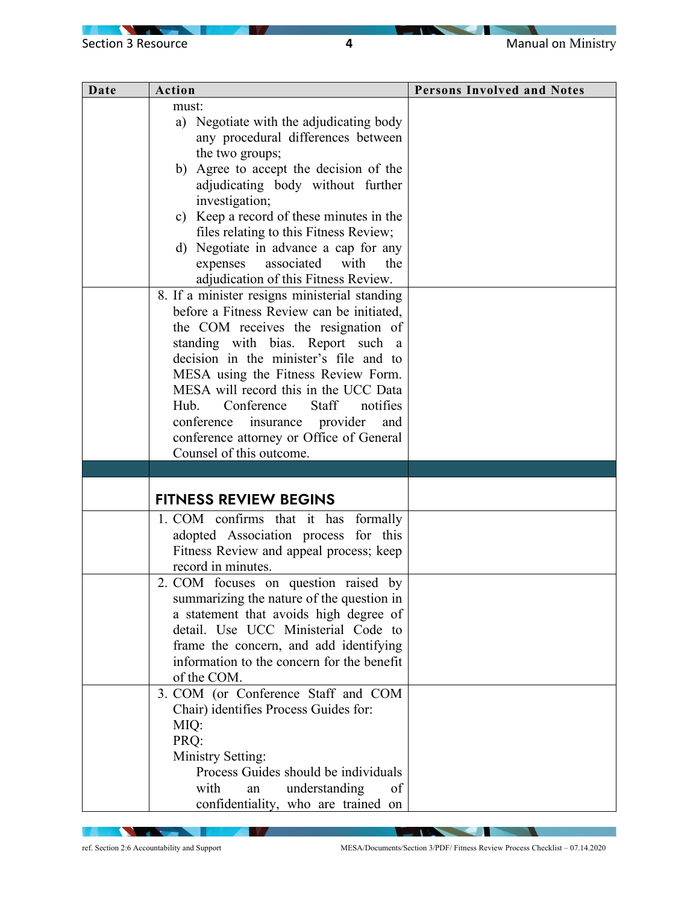| Date | Action | Persons Involved and Notes |
|---|---|---|
| | must:<br>a) Negotiate with the adjudicating body any procedural differences between the two groups;<br>b) Agree to accept the decision of the adjudicating body without further investigation;<br>c) Keep a record of these minutes in the files relating to this Fitness Review;<br>d) Negotiate in advance a cap for any expenses associated with the adjudication of this Fitness Review. | |
| | 8. If a minister resigns ministerial standing before a Fitness Review can be initiated, the COM receives the resignation of standing with bias. Report such a decision in the minister's file and to MESA using the Fitness Review Form. MESA will record this in the UCC Data Hub. Conference Staff notifies conference insurance provider and conference attorney or Office of General Counsel of this outcome. | |
| | | |
| | **FITNESS REVIEW BEGINS** | |
| | 1. COM confirms that it has formally adopted Association process for this Fitness Review and appeal process; keep record in minutes. | |
| | 2. COM focuses on question raised by summarizing the nature of the question in a statement that avoids high degree of detail. Use UCC Ministerial Code to frame the concern, and add identifying information to the concern for the benefit of the COM. | |
| | 3. COM (or Conference Staff and COM Chair) identifies Process Guides for:<br>MIQ:<br>PRQ:<br>Ministry Setting:<br>Process Guides should be individuals with an understanding of confidentiality, who are trained on | |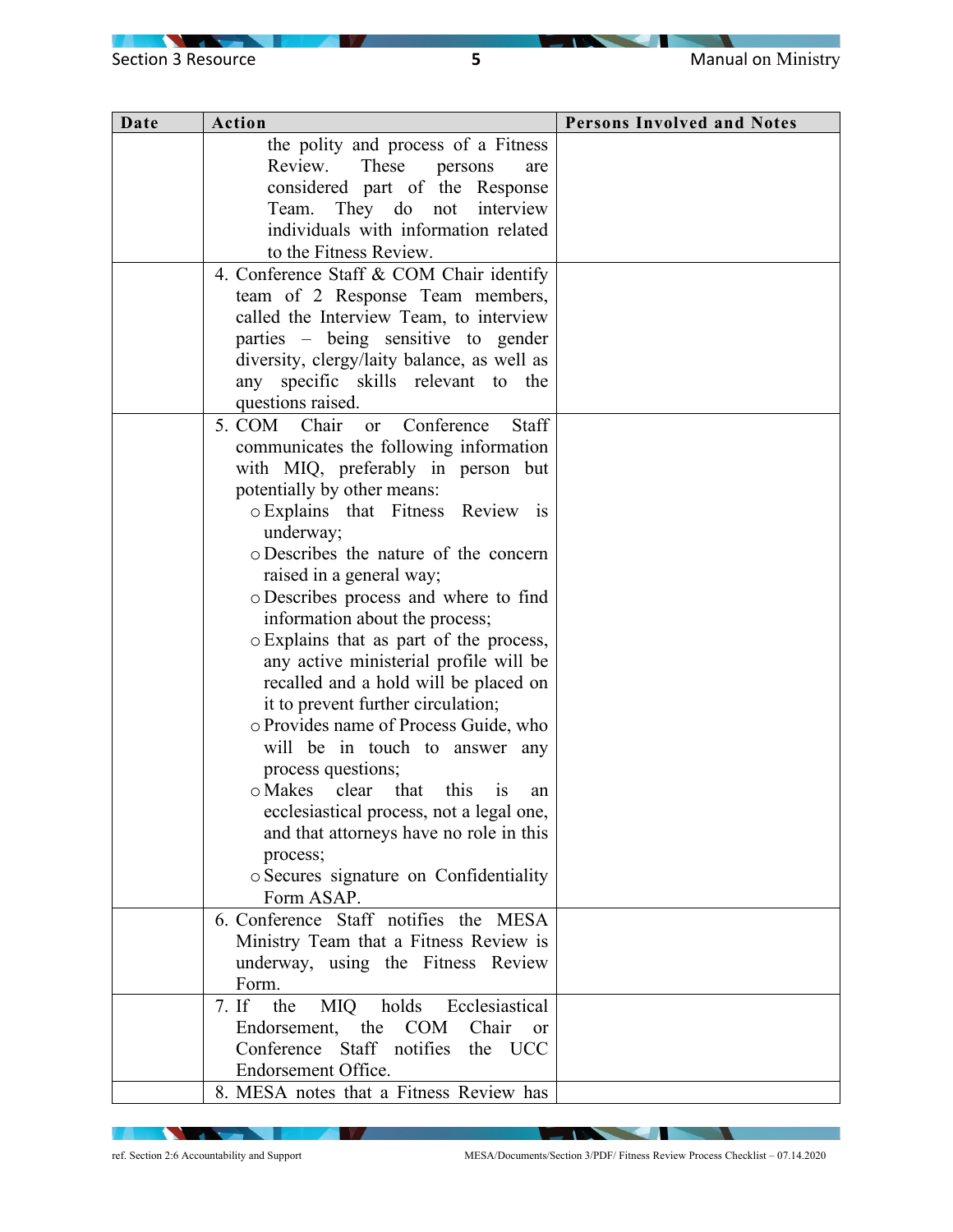| Date | Action | Persons Involved and Notes |
|---|---|---|
| | the polity and process of a Fitness Review. These persons are considered part of the Response Team. They do not interview individuals with information related to the Fitness Review. | |
| | 4. Conference Staff & COM Chair identify team of 2 Response Team members, called the Interview Team, to interview parties – being sensitive to gender diversity, clergy/laity balance, as well as any specific skills relevant to the questions raised. | |
| | 5. COM Chair or Conference Staff communicates the following information with MIQ, preferably in person but potentially by other means:<br>○ Explains that Fitness Review is underway;<br>○ Describes the nature of the concern raised in a general way;<br>○ Describes process and where to find information about the process;<br>○ Explains that as part of the process, any active ministerial profile will be recalled and a hold will be placed on it to prevent further circulation;<br>○ Provides name of Process Guide, who will be in touch to answer any process questions;<br>○ Makes clear that this is an ecclesiastical process, not a legal one, and that attorneys have no role in this process;<br>○ Secures signature on Confidentiality Form ASAP. | |
| | 6. Conference Staff notifies the MESA Ministry Team that a Fitness Review is underway, using the Fitness Review Form. | |
| | 7. If the MIQ holds Ecclesiastical Endorsement, the COM Chair or Conference Staff notifies the UCC Endorsement Office. | |
| | 8. MESA notes that a Fitness Review has | |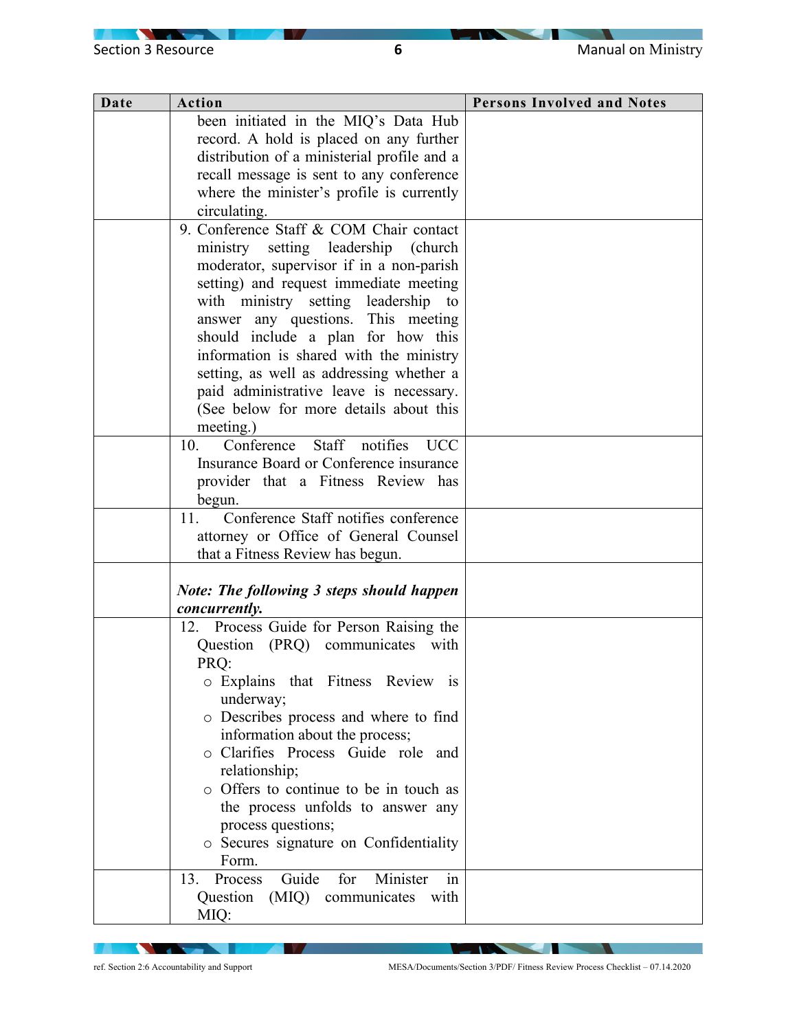| Date | Action | Persons Involved and Notes |
|---|---|---|
| | been initiated in the MIQ's Data Hub record. A hold is placed on any further distribution of a ministerial profile and a recall message is sent to any conference where the minister's profile is currently circulating. | |
| | 9. Conference Staff & COM Chair contact ministry setting leadership (church moderator, supervisor if in a non-parish setting) and request immediate meeting with ministry setting leadership to answer any questions. This meeting should include a plan for how this information is shared with the ministry setting, as well as addressing whether a paid administrative leave is necessary. (See below for more details about this meeting.) | |
| | 10. Conference Staff notifies UCC Insurance Board or Conference insurance provider that a Fitness Review has begun. | |
| | 11. Conference Staff notifies conference attorney or Office of General Counsel that a Fitness Review has begun. | |
| | ***Note: The following 3 steps should happen concurrently.*** | |
| | 12. Process Guide for Person Raising the Question (PRQ) communicates with PRQ:<br>○ Explains that Fitness Review is underway;<br>○ Describes process and where to find information about the process;<br>○ Clarifies Process Guide role and relationship;<br>○ Offers to continue to be in touch as the process unfolds to answer any process questions;<br>○ Secures signature on Confidentiality Form. | |
| | 13. Process Guide for Minister in Question (MIQ) communicates with MIQ: | |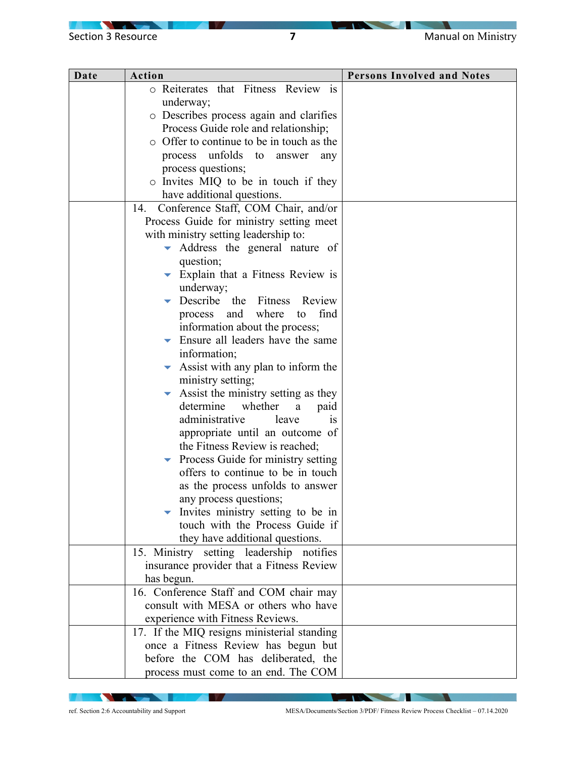| Date | Action | Persons Involved and Notes |
|---|---|---|
| | ○ Reiterates that Fitness Review is underway;<br>○ Describes process again and clarifies Process Guide role and relationship;<br>○ Offer to continue to be in touch as the process unfolds to answer any process questions;<br>○ Invites MIQ to be in touch if they have additional questions. | |
| | 14. Conference Staff, COM Chair, and/or Process Guide for ministry setting meet with ministry setting leadership to:<br>▾ Address the general nature of question;<br>▾ Explain that a Fitness Review is underway;<br>▾ Describe the Fitness Review process and where to find information about the process;<br>▾ Ensure all leaders have the same information;<br>▾ Assist with any plan to inform the ministry setting;<br>▾ Assist the ministry setting as they determine whether a paid administrative leave is appropriate until an outcome of the Fitness Review is reached;<br>▾ Process Guide for ministry setting offers to continue to be in touch as the process unfolds to answer any process questions;<br>▾ Invites ministry setting to be in touch with the Process Guide if they have additional questions. | |
| | 15. Ministry setting leadership notifies insurance provider that a Fitness Review has begun. | |
| | 16. Conference Staff and COM chair may consult with MESA or others who have experience with Fitness Reviews. | |
| | 17. If the MIQ resigns ministerial standing once a Fitness Review has begun but before the COM has deliberated, the process must come to an end. The COM | |

ref. Section 2:6 Accountability and Support

MESA/Documents/Section 3/PDF/ Fitness Review Process Checklist – 07.14.2020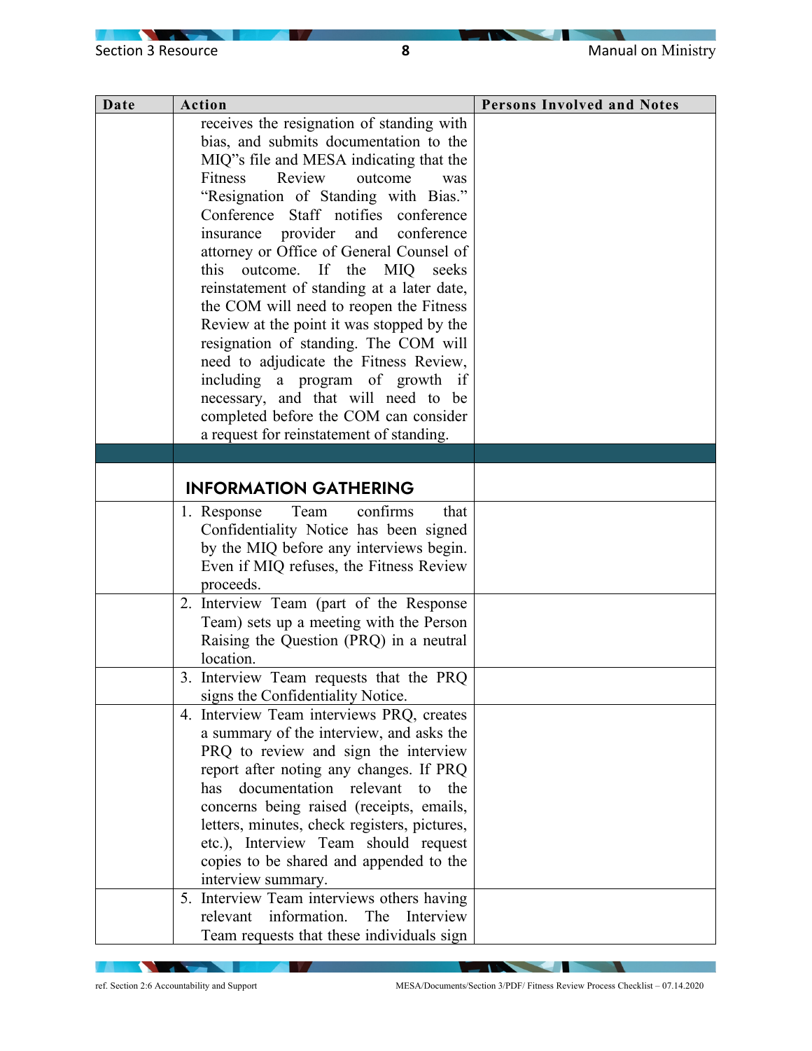| Date | Action | Persons Involved and Notes |
|---|---|---|
| | receives the resignation of standing with bias, and submits documentation to the MIQ"s file and MESA indicating that the Fitness Review outcome was "Resignation of Standing with Bias." Conference Staff notifies conference insurance provider and conference attorney or Office of General Counsel of this outcome. If the MIQ seeks reinstatement of standing at a later date, the COM will need to reopen the Fitness Review at the point it was stopped by the resignation of standing. The COM will need to adjudicate the Fitness Review, including a program of growth if necessary, and that will need to be completed before the COM can consider a request for reinstatement of standing. | |
| | | |
| | **INFORMATION GATHERING** | |
| | 1. Response Team confirms that Confidentiality Notice has been signed by the MIQ before any interviews begin. Even if MIQ refuses, the Fitness Review proceeds. | |
| | 2. Interview Team (part of the Response Team) sets up a meeting with the Person Raising the Question (PRQ) in a neutral location. | |
| | 3. Interview Team requests that the PRQ signs the Confidentiality Notice. | |
| | 4. Interview Team interviews PRQ, creates a summary of the interview, and asks the PRQ to review and sign the interview report after noting any changes. If PRQ has documentation relevant to the concerns being raised (receipts, emails, letters, minutes, check registers, pictures, etc.), Interview Team should request copies to be shared and appended to the interview summary. | |
| | 5. Interview Team interviews others having relevant information. The Interview Team requests that these individuals sign | |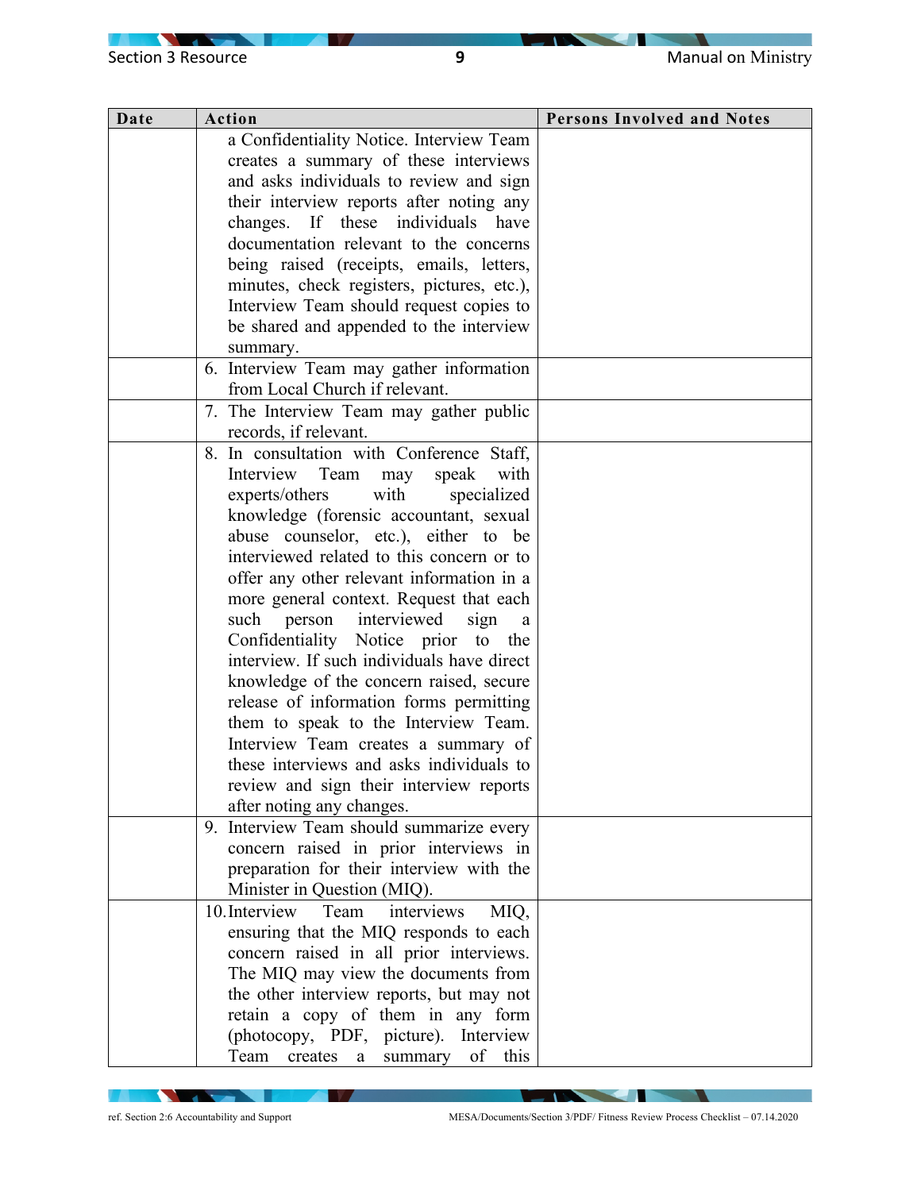| Date | Action | Persons Involved and Notes |
|---|---|---|
| | a Confidentiality Notice. Interview Team creates a summary of these interviews and asks individuals to review and sign their interview reports after noting any changes. If these individuals have documentation relevant to the concerns being raised (receipts, emails, letters, minutes, check registers, pictures, etc.), Interview Team should request copies to be shared and appended to the interview summary. | |
| | 6. Interview Team may gather information from Local Church if relevant. | |
| | 7. The Interview Team may gather public records, if relevant. | |
| | 8. In consultation with Conference Staff, Interview Team may speak with experts/others with specialized knowledge (forensic accountant, sexual abuse counselor, etc.), either to be interviewed related to this concern or to offer any other relevant information in a more general context. Request that each such person interviewed sign a Confidentiality Notice prior to the interview. If such individuals have direct knowledge of the concern raised, secure release of information forms permitting them to speak to the Interview Team. Interview Team creates a summary of these interviews and asks individuals to review and sign their interview reports after noting any changes. | |
| | 9. Interview Team should summarize every concern raised in prior interviews in preparation for their interview with the Minister in Question (MIQ). | |
| | 10. Interview Team interviews MIQ, ensuring that the MIQ responds to each concern raised in all prior interviews. The MIQ may view the documents from the other interview reports, but may not retain a copy of them in any form (photocopy, PDF, picture). Interview Team creates a summary of this | |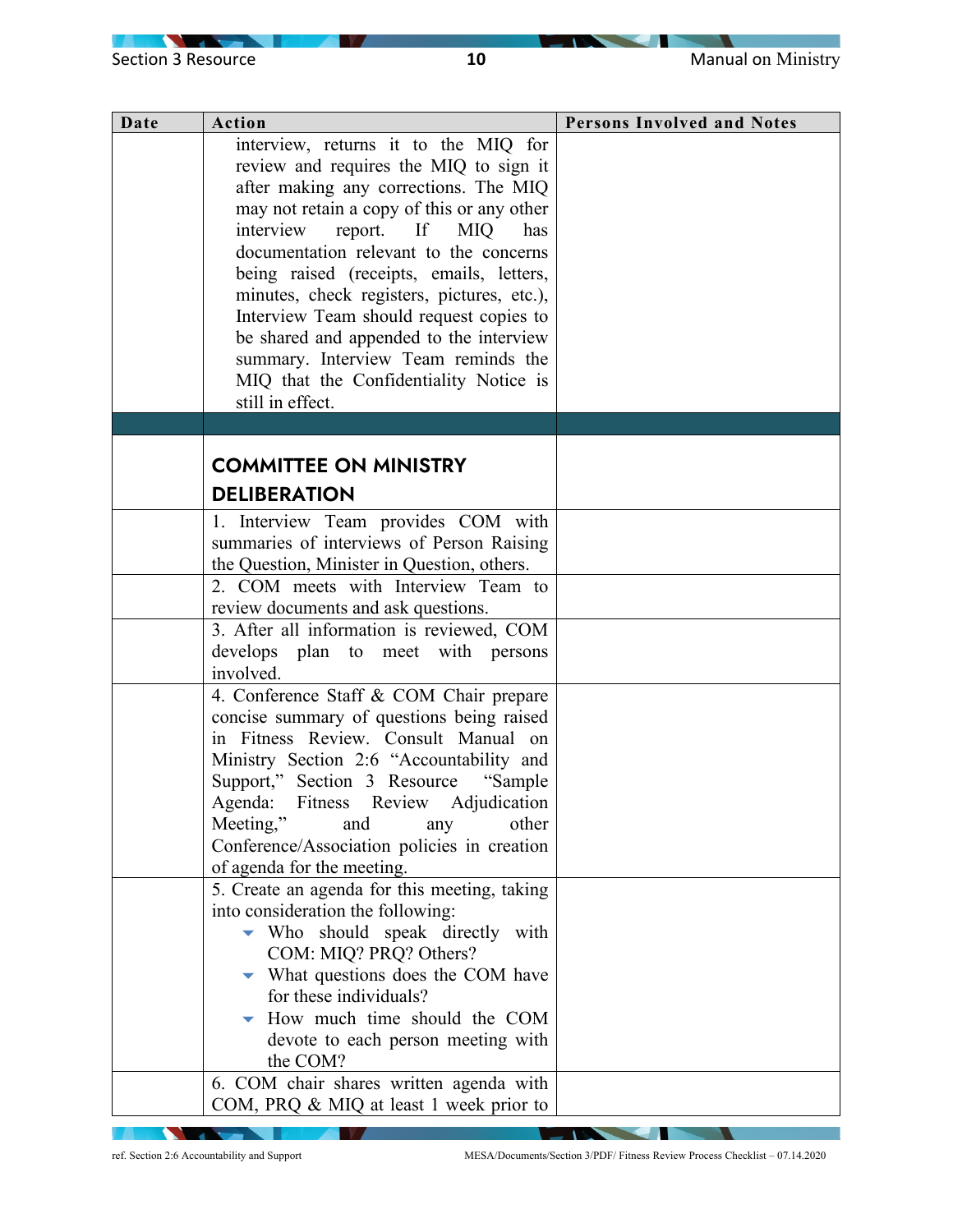| Date | Action | Persons Involved and Notes |
|---|---|---|
| | interview, returns it to the MIQ for review and requires the MIQ to sign it after making any corrections. The MIQ may not retain a copy of this or any other interview report. If MIQ has documentation relevant to the concerns being raised (receipts, emails, letters, minutes, check registers, pictures, etc.), Interview Team should request copies to be shared and appended to the interview summary. Interview Team reminds the MIQ that the Confidentiality Notice is still in effect. | |
| | | |
| | **COMMITTEE ON MINISTRY DELIBERATION** | |
| | 1. Interview Team provides COM with summaries of interviews of Person Raising the Question, Minister in Question, others. | |
| | 2. COM meets with Interview Team to review documents and ask questions. | |
| | 3. After all information is reviewed, COM develops plan to meet with persons involved. | |
| | 4. Conference Staff & COM Chair prepare concise summary of questions being raised in Fitness Review. Consult Manual on Ministry Section 2:6 "Accountability and Support," Section 3 Resource "Sample Agenda: Fitness Review Adjudication Meeting," and any other Conference/Association policies in creation of agenda for the meeting. | |
| | 5. Create an agenda for this meeting, taking into consideration the following:<br>- Who should speak directly with COM: MIQ? PRQ? Others?<br>- What questions does the COM have for these individuals?<br>- How much time should the COM devote to each person meeting with the COM? | |
| | 6. COM chair shares written agenda with COM, PRQ & MIQ at least 1 week prior to | |

ref. Section 2:6 Accountability and Support

MESA/Documents/Section 3/PDF/ Fitness Review Process Checklist – 07.14.2020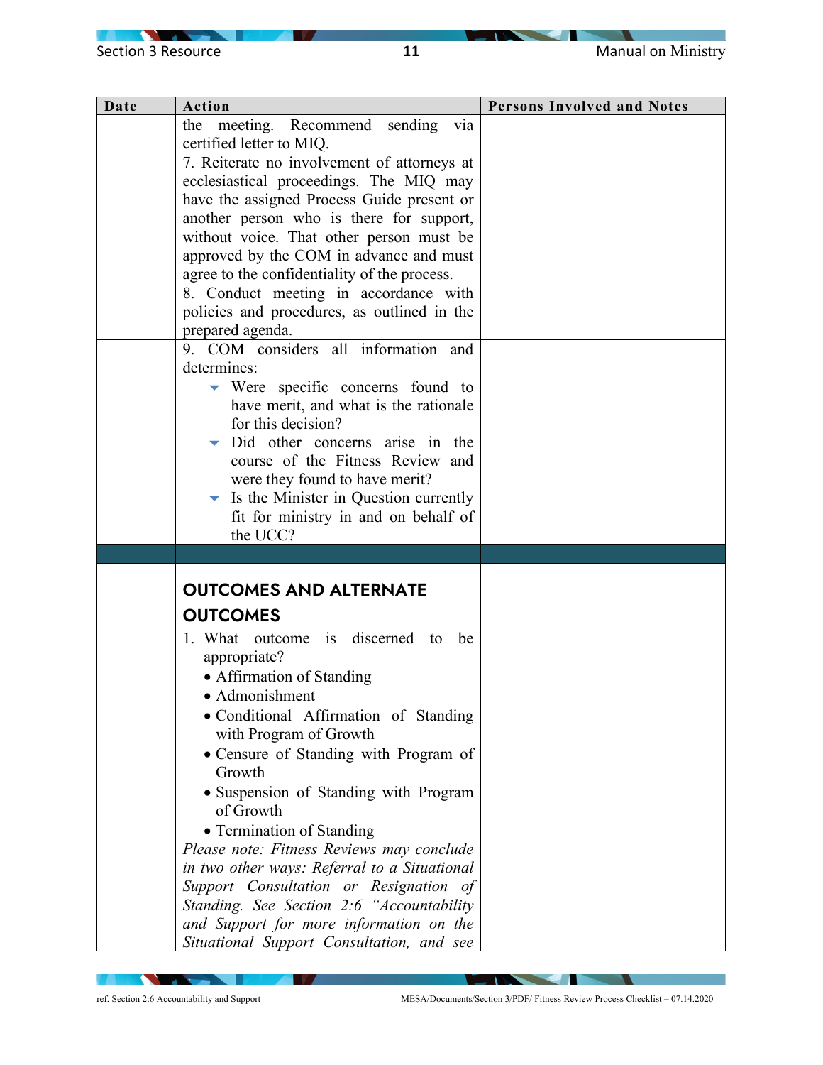| Date | Action | Persons Involved and Notes |
|---|---|---|
| | the meeting. Recommend sending via certified letter to MIQ. | |
| | 7. Reiterate no involvement of attorneys at ecclesiastical proceedings. The MIQ may have the assigned Process Guide present or another person who is there for support, without voice. That other person must be approved by the COM in advance and must agree to the confidentiality of the process. | |
| | 8. Conduct meeting in accordance with policies and procedures, as outlined in the prepared agenda. | |
| | 9. COM considers all information and determines:<br>• Were specific concerns found to have merit, and what is the rationale for this decision?<br>• Did other concerns arise in the course of the Fitness Review and were they found to have merit?<br>• Is the Minister in Question currently fit for ministry in and on behalf of the UCC? | |
| | | |
| | **OUTCOMES AND ALTERNATE OUTCOMES** | |
| | 1. What outcome is discerned to be appropriate?<br>• Affirmation of Standing<br>• Admonishment<br>• Conditional Affirmation of Standing with Program of Growth<br>• Censure of Standing with Program of Growth<br>• Suspension of Standing with Program of Growth<br>• Termination of Standing<br>*Please note: Fitness Reviews may conclude in two other ways: Referral to a Situational Support Consultation or Resignation of Standing. See Section 2:6 "Accountability and Support for more information on the Situational Support Consultation, and see* | |

ref. Section 2:6 Accountability and Support

MESA/Documents/Section 3/PDF/ Fitness Review Process Checklist – 07.14.2020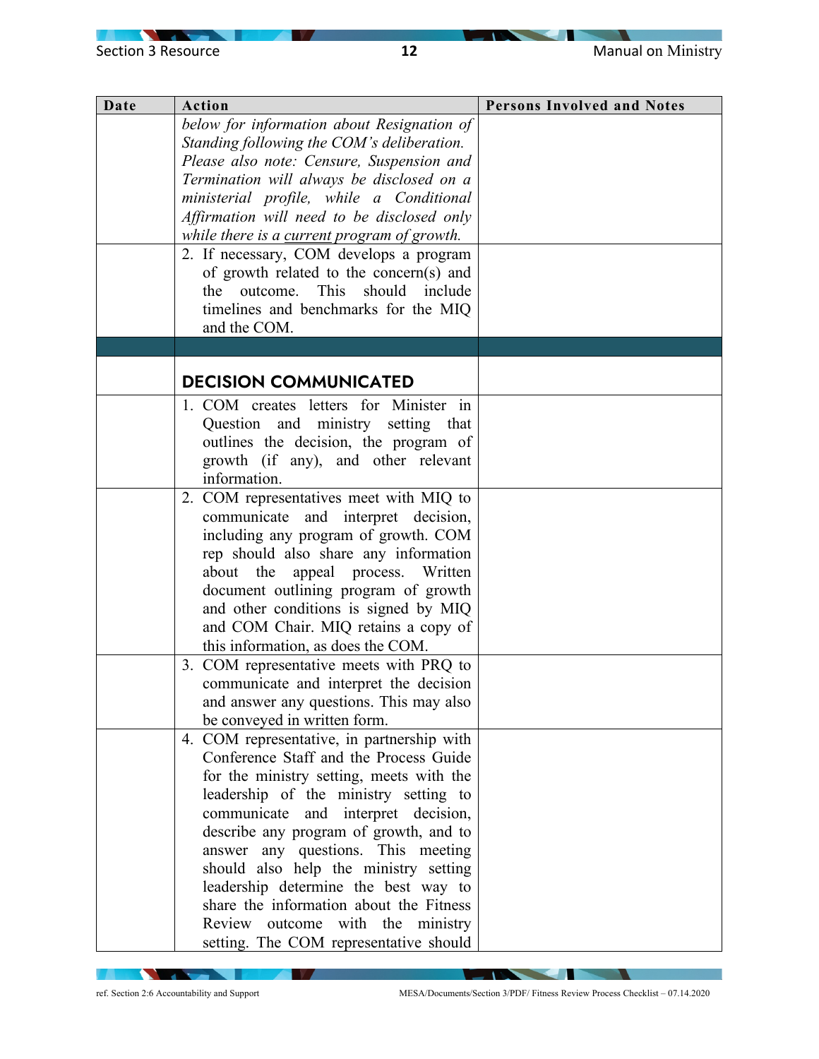| Date | Action | Persons Involved and Notes |
|---|---|---|
| | *below for information about Resignation of Standing following the COM's deliberation. Please also note: Censure, Suspension and Termination will always be disclosed on a ministerial profile, while a Conditional Affirmation will need to be disclosed only while there is a current program of growth.* | |
| | 2. If necessary, COM develops a program of growth related to the concern(s) and the outcome. This should include timelines and benchmarks for the MIQ and the COM. | |
| | | |
| | **DECISION COMMUNICATED** | |
| | 1. COM creates letters for Minister in Question and ministry setting that outlines the decision, the program of growth (if any), and other relevant information. | |
| | 2. COM representatives meet with MIQ to communicate and interpret decision, including any program of growth. COM rep should also share any information about the appeal process. Written document outlining program of growth and other conditions is signed by MIQ and COM Chair. MIQ retains a copy of this information, as does the COM. | |
| | 3. COM representative meets with PRQ to communicate and interpret the decision and answer any questions. This may also be conveyed in written form. | |
| | 4. COM representative, in partnership with Conference Staff and the Process Guide for the ministry setting, meets with the leadership of the ministry setting to communicate and interpret decision, describe any program of growth, and to answer any questions. This meeting should also help the ministry setting leadership determine the best way to share the information about the Fitness Review outcome with the ministry setting. The COM representative should | |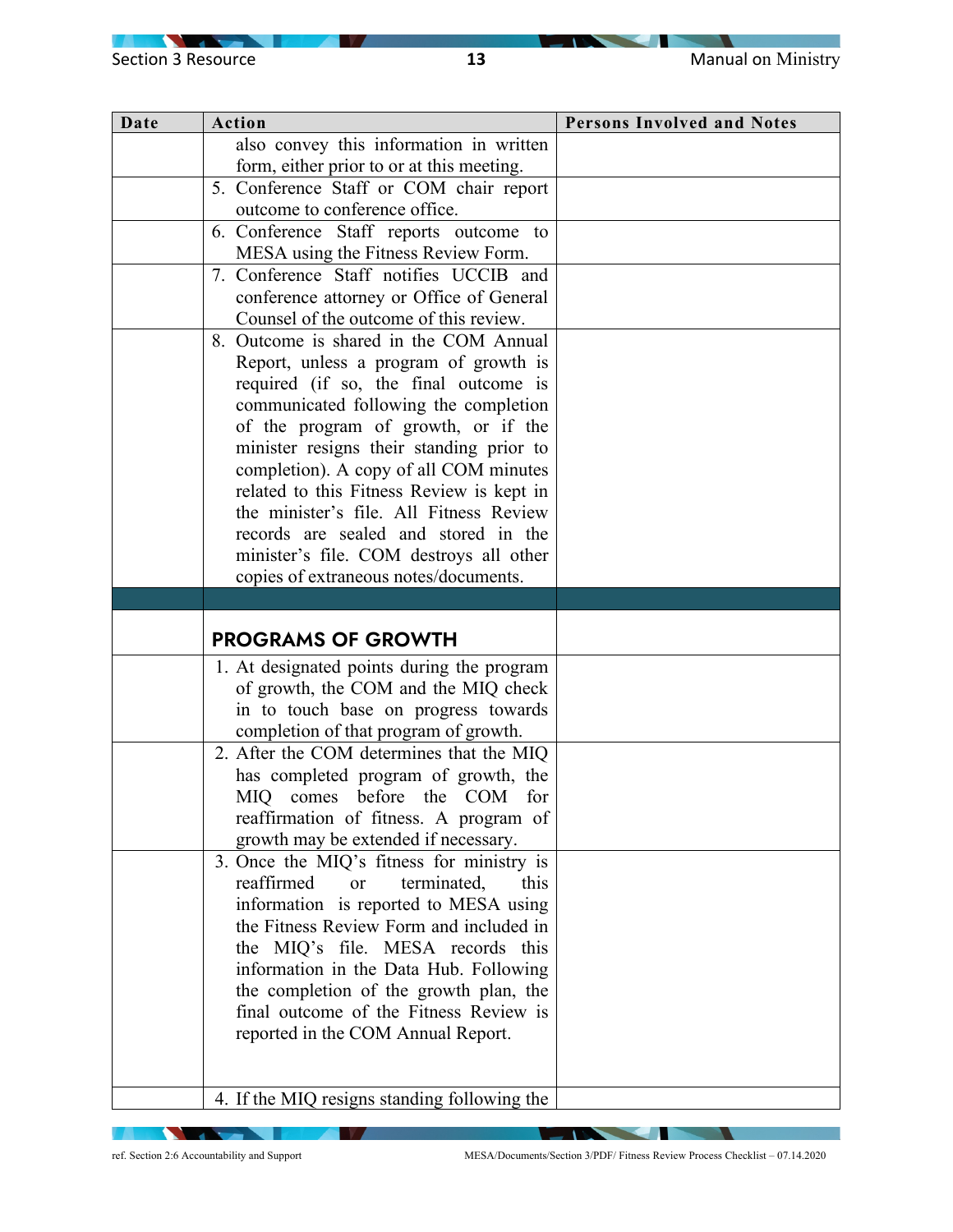| Date | Action | Persons Involved and Notes |
|---|---|---|
| | also convey this information in written form, either prior to or at this meeting. | |
| | 5. Conference Staff or COM chair report outcome to conference office. | |
| | 6. Conference Staff reports outcome to MESA using the Fitness Review Form. | |
| | 7. Conference Staff notifies UCCIB and conference attorney or Office of General Counsel of the outcome of this review. | |
| | 8. Outcome is shared in the COM Annual Report, unless a program of growth is required (if so, the final outcome is communicated following the completion of the program of growth, or if the minister resigns their standing prior to completion). A copy of all COM minutes related to this Fitness Review is kept in the minister's file. All Fitness Review records are sealed and stored in the minister's file. COM destroys all other copies of extraneous notes/documents. | |
| | | |
| | **PROGRAMS OF GROWTH** | |
| | 1. At designated points during the program of growth, the COM and the MIQ check in to touch base on progress towards completion of that program of growth. | |
| | 2. After the COM determines that the MIQ has completed program of growth, the MIQ comes before the COM for reaffirmation of fitness. A program of growth may be extended if necessary. | |
| | 3. Once the MIQ's fitness for ministry is reaffirmed or terminated, this information is reported to MESA using the Fitness Review Form and included in the MIQ's file. MESA records this information in the Data Hub. Following the completion of the growth plan, the final outcome of the Fitness Review is reported in the COM Annual Report. | |
| | 4. If the MIQ resigns standing following the | |

ref. Section 2:6 Accountability and Support

MESA/Documents/Section 3/PDF/ Fitness Review Process Checklist – 07.14.2020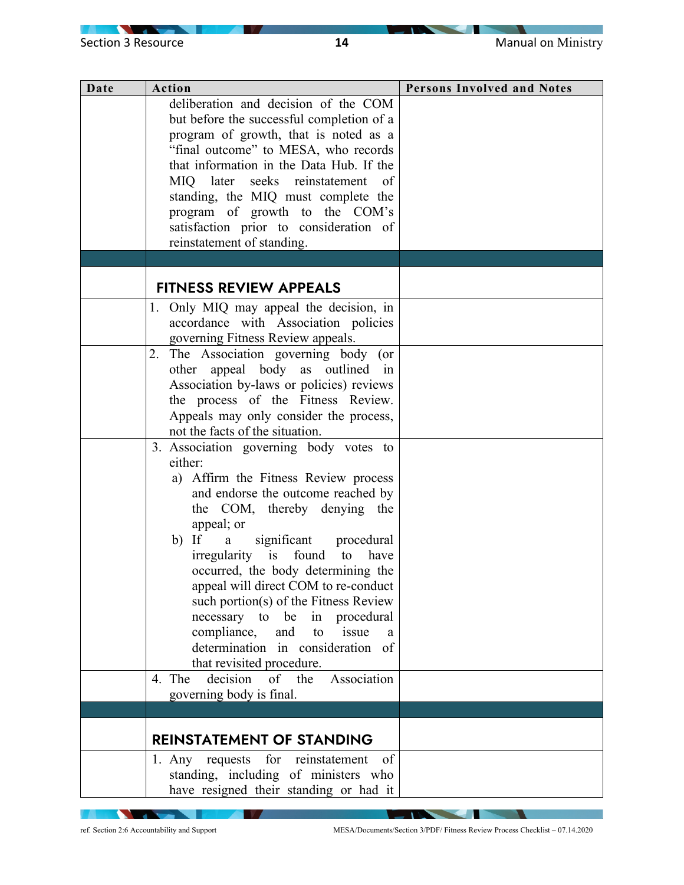| Date | Action | Persons Involved and Notes |
|---|---|---|
| | deliberation and decision of the COM but before the successful completion of a program of growth, that is noted as a "final outcome" to MESA, who records that information in the Data Hub. If the MIQ later seeks reinstatement of standing, the MIQ must complete the program of growth to the COM's satisfaction prior to consideration of reinstatement of standing. | |
| | | |
| | **FITNESS REVIEW APPEALS** | |
| | 1. Only MIQ may appeal the decision, in accordance with Association policies governing Fitness Review appeals. | |
| | 2. The Association governing body (or other appeal body as outlined in Association by-laws or policies) reviews the process of the Fitness Review. Appeals may only consider the process, not the facts of the situation. | |
| | 3. Association governing body votes to either:<br>a) Affirm the Fitness Review process and endorse the outcome reached by the COM, thereby denying the appeal; or<br>b) If a significant procedural irregularity is found to have occurred, the body determining the appeal will direct COM to re-conduct such portion(s) of the Fitness Review necessary to be in procedural compliance, and to issue a determination in consideration of that revisited procedure. | |
| | 4. The decision of the Association governing body is final. | |
| | | |
| | **REINSTATEMENT OF STANDING** | |
| | 1. Any requests for reinstatement of standing, including of ministers who have resigned their standing or had it | |

ref. Section 2:6 Accountability and Support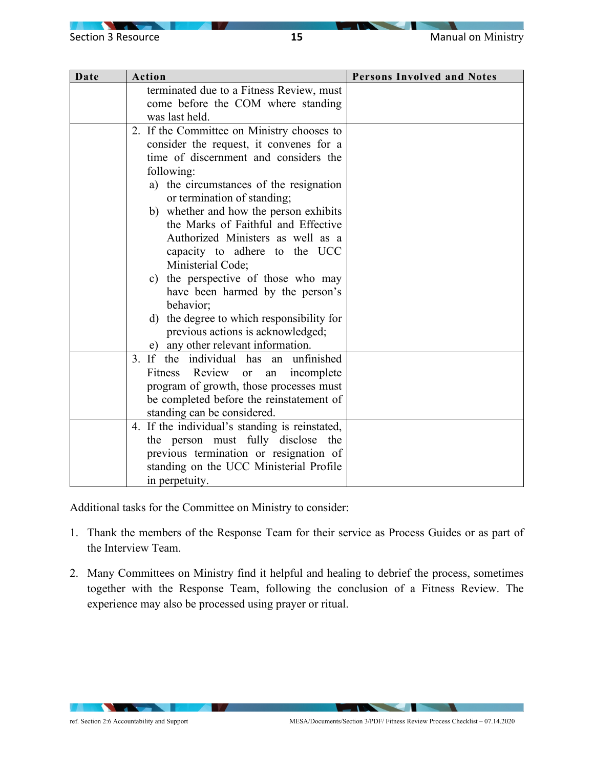| Date | Action | Persons Involved and Notes |
|---|---|---|
| | terminated due to a Fitness Review, must come before the COM where standing was last held. | |
| | 2. If the Committee on Ministry chooses to consider the request, it convenes for a time of discernment and considers the following:<br>a) the circumstances of the resignation or termination of standing;<br>b) whether and how the person exhibits the Marks of Faithful and Effective Authorized Ministers as well as a capacity to adhere to the UCC Ministerial Code;<br>c) the perspective of those who may have been harmed by the person's behavior;<br>d) the degree to which responsibility for previous actions is acknowledged;<br>e) any other relevant information. | |
| | 3. If the individual has an unfinished Fitness Review or an incomplete program of growth, those processes must be completed before the reinstatement of standing can be considered. | |
| | 4. If the individual's standing is reinstated, the person must fully disclose the previous termination or resignation of standing on the UCC Ministerial Profile in perpetuity. | |

Additional tasks for the Committee on Ministry to consider:

1. Thank the members of the Response Team for their service as Process Guides or as part of the Interview Team.

2. Many Committees on Ministry find it helpful and healing to debrief the process, sometimes together with the Response Team, following the conclusion of a Fitness Review. The experience may also be processed using prayer or ritual.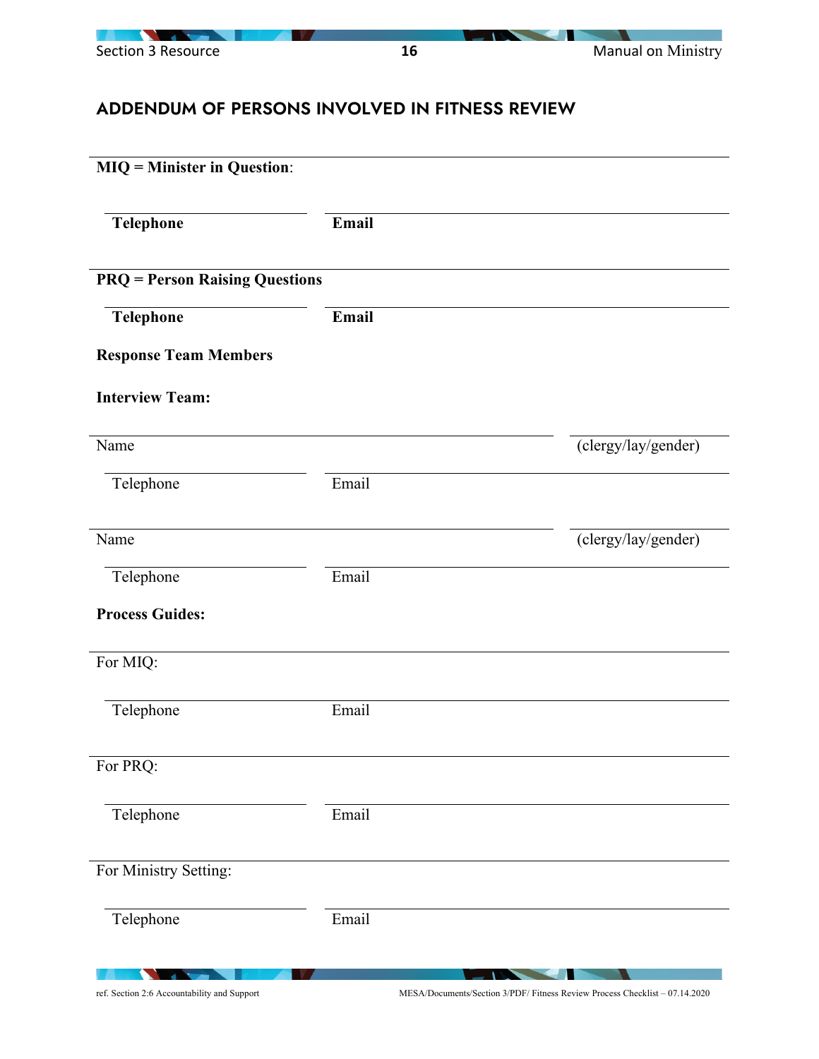## ADDENDUM OF PERSONS INVOLVED IN FITNESS REVIEW

**MIQ = Minister in Question**:

**Telephone** **Email**

**PRQ = Person Raising Questions**

**Telephone** **Email**

**Response Team Members**

**Interview Team:**

Name (clergy/lay/gender)

Telephone Email

Name (clergy/lay/gender)

Telephone Email

**Process Guides:**

For MIQ:

Telephone Email

For PRQ:

Telephone Email

For Ministry Setting:

Telephone Email

ref. Section 2:6 Accountability and Support

MESA/Documents/Section 3/PDF/ Fitness Review Process Checklist – 07.14.2020